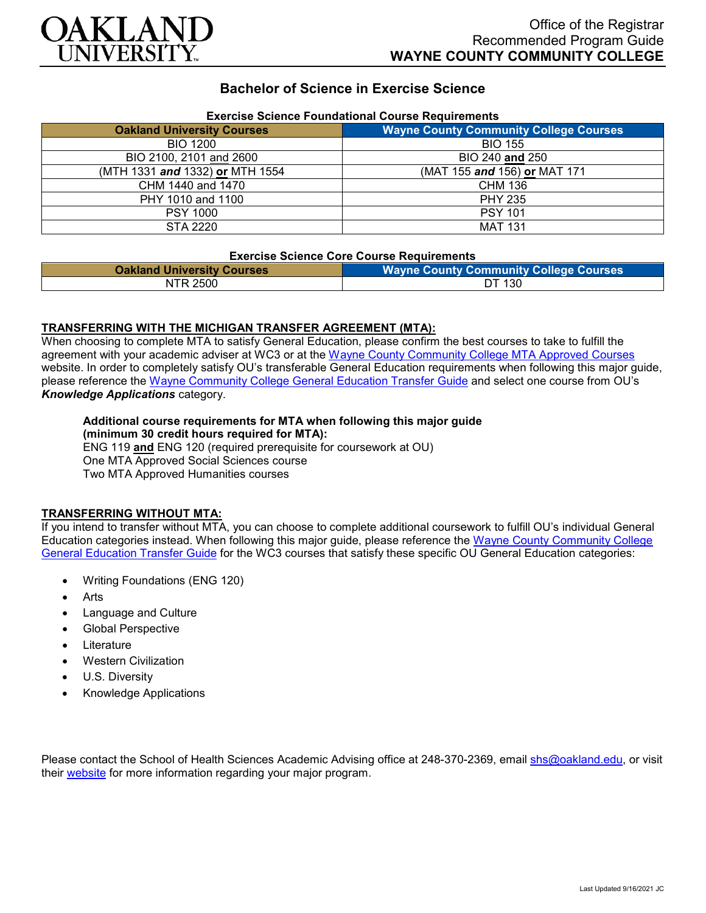# OAKLAND UNIVERSITY

Office of the Registrar
Recommended Program Guide
**WAYNE COUNTY COMMUNITY COLLEGE**

## Bachelor of Science in Exercise Science

### Exercise Science Foundational Course Requirements

| Oakland University Courses | Wayne County Community College Courses |
|---|---|
| BIO 1200 | BIO 155 |
| BIO 2100, 2101 and 2600 | BIO 240 **and** 250 |
| (MTH 1331 ***and*** 1332) **or** MTH 1554 | (MAT 155 ***and*** 156) **or** MAT 171 |
| CHM 1440 and 1470 | CHM 136 |
| PHY 1010 and 1100 | PHY 235 |
| PSY 1000 | PSY 101 |
| STA 2220 | MAT 131 |

### Exercise Science Core Course Requirements

| Oakland University Courses | Wayne County Community College Courses |
|---|---|
| NTR 2500 | DT 130 |

**TRANSFERRING WITH THE MICHIGAN TRANSFER AGREEMENT (MTA):**
When choosing to complete MTA to satisfy General Education, please confirm the best courses to take to fulfill the agreement with your academic adviser at WC3 or at the Wayne County Community College MTA Approved Courses website. In order to completely satisfy OU's transferable General Education requirements when following this major guide, please reference the Wayne Community College General Education Transfer Guide and select one course from OU's ***Knowledge Applications*** category.

**Additional course requirements for MTA when following this major guide (minimum 30 credit hours required for MTA):**
ENG 119 **and** ENG 120 (required prerequisite for coursework at OU)
One MTA Approved Social Sciences course
Two MTA Approved Humanities courses

**TRANSFERRING WITHOUT MTA:**
If you intend to transfer without MTA, you can choose to complete additional coursework to fulfill OU's individual General Education categories instead. When following this major guide, please reference the Wayne County Community College General Education Transfer Guide for the WC3 courses that satisfy these specific OU General Education categories:

- Writing Foundations (ENG 120)
- Arts
- Language and Culture
- Global Perspective
- Literature
- Western Civilization
- U.S. Diversity
- Knowledge Applications

Please contact the School of Health Sciences Academic Advising office at 248-370-2369, email shs@oakland.edu, or visit their website for more information regarding your major program.

Last Updated 9/16/2021 JC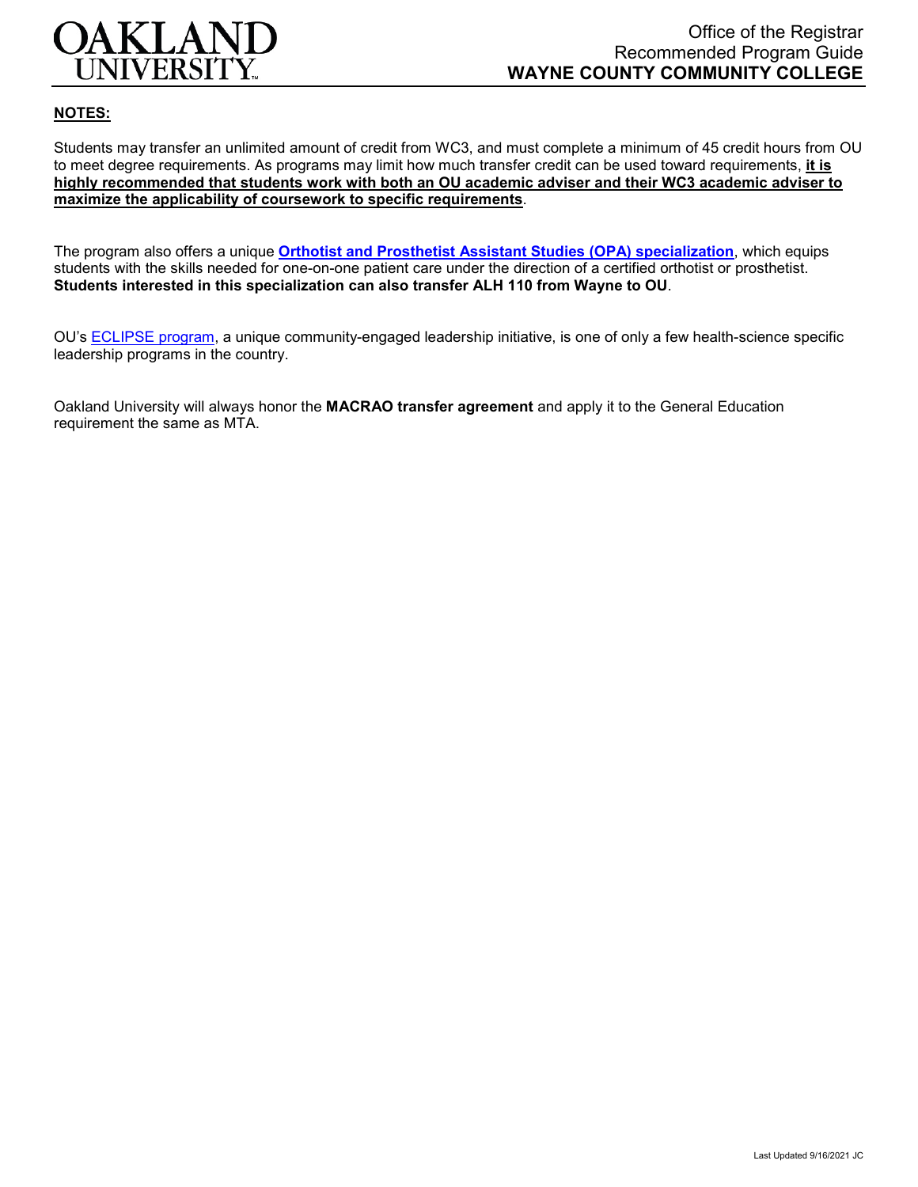**NOTES:**

Students may transfer an unlimited amount of credit from WC3, and must complete a minimum of 45 credit hours from OU to meet degree requirements. As programs may limit how much transfer credit can be used toward requirements, **it is highly recommended that students work with both an OU academic adviser and their WC3 academic adviser to maximize the applicability of coursework to specific requirements**.

The program also offers a unique **Orthotist and Prosthetist Assistant Studies (OPA) specialization**, which equips students with the skills needed for one-on-one patient care under the direction of a certified orthotist or prosthetist. **Students interested in this specialization can also transfer ALH 110 from Wayne to OU**.

OU's ECLIPSE program, a unique community-engaged leadership initiative, is one of only a few health-science specific leadership programs in the country.

Oakland University will always honor the **MACRAO transfer agreement** and apply it to the General Education requirement the same as MTA.

Last Updated 9/16/2021 JC